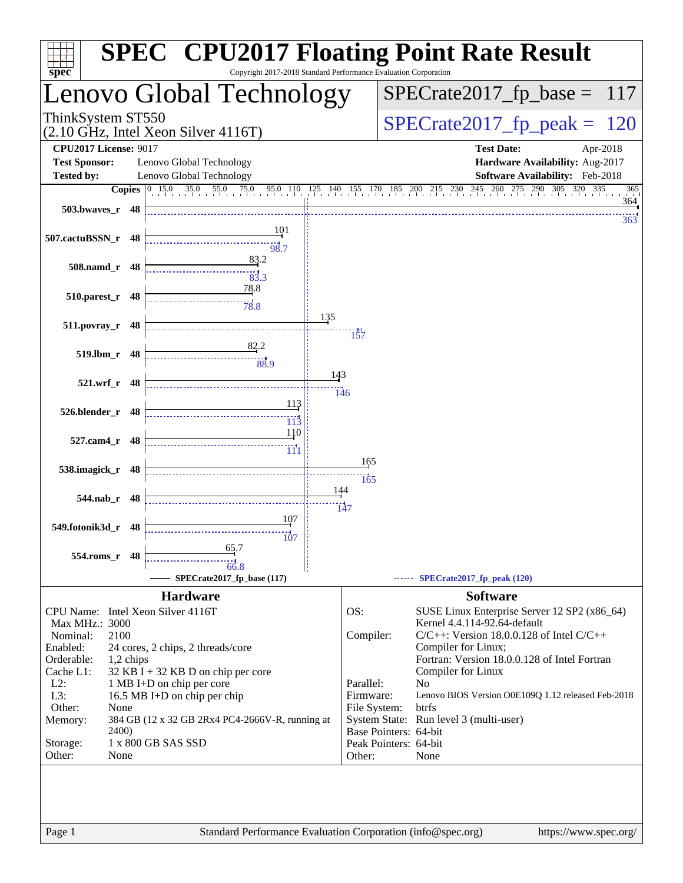# SPEC CPU2017 Floating Point Rate Result

Copyright 2017-2018 Standard Performance Evaluation Corporation

## Lenovo Global Technology

ThinkSystem ST550
(2.10 GHz, Intel Xeon Silver 4116T)

SPECrate2017_fp_base = 117

SPECrate2017_fp_peak = 120

**CPU2017 License:** 9017
**Test Sponsor:** Lenovo Global Technology
**Tested by:** Lenovo Global Technology

**Test Date:** Apr-2018
**Hardware Availability:** Aug-2017
**Software Availability:** Feb-2018

| Benchmark | Copies | Base | Peak |
|---|---|---|---|
| 503.bwaves_r | 48 | 364 | 363 |
| 507.cactuBSSN_r | 48 | 101 | 98.7 |
| 508.namd_r | 48 | 83.2 | 83.3 |
| 510.parest_r | 48 | 78.8 | 78.8 |
| 511.povray_r | 48 | 135 | 157 |
| 519.lbm_r | 48 | 82.2 | 88.9 |
| 521.wrf_r | 48 | 143 | 146 |
| 526.blender_r | 48 | 113 | 113 |
| 527.cam4_r | 48 | 110 | 111 |
| 538.imagick_r | 48 | 165 | 165 |
| 544.nab_r | 48 | 144 | 147 |
| 549.fotonik3d_r | 48 | 107 | 107 |
| 554.roms_r | 48 | 65.7 | 66.8 |

SPECrate2017_fp_base (117) — SPECrate2017_fp_peak (120)

## Hardware

| | |
|---|---|
| CPU Name: | Intel Xeon Silver 4116T |
| Max MHz.: | 3000 |
| Nominal: | 2100 |
| Enabled: | 24 cores, 2 chips, 2 threads/core |
| Orderable: | 1,2 chips |
| Cache L1: | 32 KB I + 32 KB D on chip per core |
| L2: | 1 MB I+D on chip per core |
| L3: | 16.5 MB I+D on chip per chip |
| Other: | None |
| Memory: | 384 GB (12 x 32 GB 2Rx4 PC4-2666V-R, running at 2400) |
| Storage: | 1 x 800 GB SAS SSD |
| Other: | None |

## Software

| | |
|---|---|
| OS: | SUSE Linux Enterprise Server 12 SP2 (x86_64) Kernel 4.4.114-92.64-default |
| Compiler: | C/C++: Version 18.0.0.128 of Intel C/C++ Compiler for Linux; Fortran: Version 18.0.0.128 of Intel Fortran Compiler for Linux |
| Parallel: | No |
| Firmware: | Lenovo BIOS Version O0E109Q 1.12 released Feb-2018 |
| File System: | btrfs |
| System State: | Run level 3 (multi-user) |
| Base Pointers: | 64-bit |
| Peak Pointers: | 64-bit |
| Other: | None |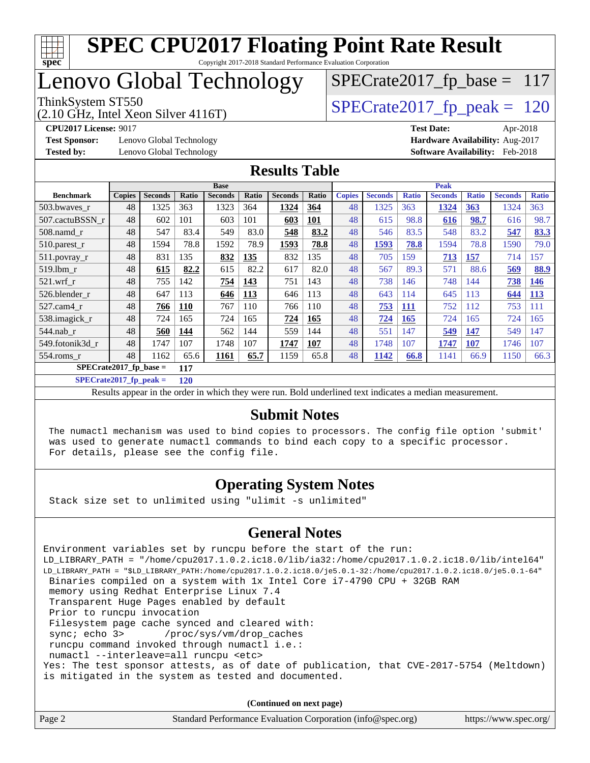# SPEC CPU2017 Floating Point Rate Result

Copyright 2017-2018 Standard Performance Evaluation Corporation

# Lenovo Global Technology

ThinkSystem ST550
(2.10 GHz, Intel Xeon Silver 4116T)

SPECrate2017_fp_base = 117

SPECrate2017_fp_peak = 120

**CPU2017 License:** 9017
**Test Sponsor:** Lenovo Global Technology
**Tested by:** Lenovo Global Technology

**Test Date:** Apr-2018
**Hardware Availability:** Aug-2017
**Software Availability:** Feb-2018

## Results Table

| Benchmark | Base | | | | | | | Peak | | | | | | |
|---|---|---|---|---|---|---|---|---|---|---|---|---|---|---|
| | Copies | Seconds | Ratio | Seconds | Ratio | Seconds | Ratio | Copies | Seconds | Ratio | Seconds | Ratio | Seconds | Ratio |
| 503.bwaves_r | 48 | 1325 | 363 | 1323 | 364 | **1324** | **364** | 48 | 1325 | 363 | **1324** | **363** | 1324 | 363 |
| 507.cactuBSSN_r | 48 | 602 | 101 | 603 | 101 | **603** | **101** | 48 | 615 | 98.8 | **616** | **98.7** | 616 | 98.7 |
| 508.namd_r | 48 | 547 | 83.4 | 549 | 83.0 | **548** | **83.2** | 48 | 546 | 83.5 | 548 | 83.2 | **547** | **83.3** |
| 510.parest_r | 48 | 1594 | 78.8 | 1592 | 78.9 | **1593** | **78.8** | 48 | **1593** | **78.8** | 1594 | 78.8 | 1590 | 79.0 |
| 511.povray_r | 48 | 831 | 135 | **832** | **135** | 832 | 135 | 48 | 705 | 159 | **713** | **157** | 714 | 157 |
| 519.lbm_r | 48 | **615** | **82.2** | 615 | 82.2 | 617 | 82.0 | 48 | 567 | 89.3 | 571 | 88.6 | **569** | **88.9** |
| 521.wrf_r | 48 | 755 | 142 | **754** | **143** | 751 | 143 | 48 | 738 | 146 | 748 | 144 | **738** | **146** |
| 526.blender_r | 48 | 647 | 113 | **646** | **113** | 646 | 113 | 48 | 643 | 114 | 645 | 113 | **644** | **113** |
| 527.cam4_r | 48 | **766** | **110** | 767 | 110 | 766 | 110 | 48 | **753** | **111** | 752 | 112 | 753 | 111 |
| 538.imagick_r | 48 | 724 | 165 | 724 | 165 | **724** | **165** | 48 | **724** | **165** | 724 | 165 | 724 | 165 |
| 544.nab_r | 48 | **560** | **144** | 562 | 144 | 559 | 144 | 48 | 551 | 147 | **549** | **147** | 549 | 147 |
| 549.fotonik3d_r | 48 | 1747 | 107 | 1748 | 107 | **1747** | **107** | 48 | 1748 | 107 | **1747** | **107** | 1746 | 107 |
| 554.roms_r | 48 | 1162 | 65.6 | **1161** | **65.7** | 1159 | 65.8 | 48 | **1142** | **66.8** | 1141 | 66.9 | 1150 | 66.3 |

**SPECrate2017_fp_base = 117**

**SPECrate2017_fp_peak = 120**

Results appear in the order in which they were run. Bold underlined text indicates a median measurement.

## Submit Notes

```
The numactl mechanism was used to bind copies to processors. The config file option 'submit'
was used to generate numactl commands to bind each copy to a specific processor.
For details, please see the config file.
```

## Operating System Notes

```
Stack size set to unlimited using "ulimit -s unlimited"
```

## General Notes

```
Environment variables set by runcpu before the start of the run:
LD_LIBRARY_PATH = "/home/cpu2017.1.0.2.ic18.0/lib/ia32:/home/cpu2017.1.0.2.ic18.0/lib/intel64"
LD_LIBRARY_PATH = "$LD_LIBRARY_PATH:/home/cpu2017.1.0.2.ic18.0/je5.0.1-32:/home/cpu2017.1.0.2.ic18.0/je5.0.1-64"
 Binaries compiled on a system with 1x Intel Core i7-4790 CPU + 32GB RAM
 memory using Redhat Enterprise Linux 7.4
 Transparent Huge Pages enabled by default
 Prior to runcpu invocation
 Filesystem page cache synced and cleared with:
 sync; echo 3>       /proc/sys/vm/drop_caches
 runcpu command invoked through numactl i.e.:
 numactl --interleave=all runcpu <etc>
Yes: The test sponsor attests, as of date of publication, that CVE-2017-5754 (Meltdown)
is mitigated in the system as tested and documented.
```

**(Continued on next page)**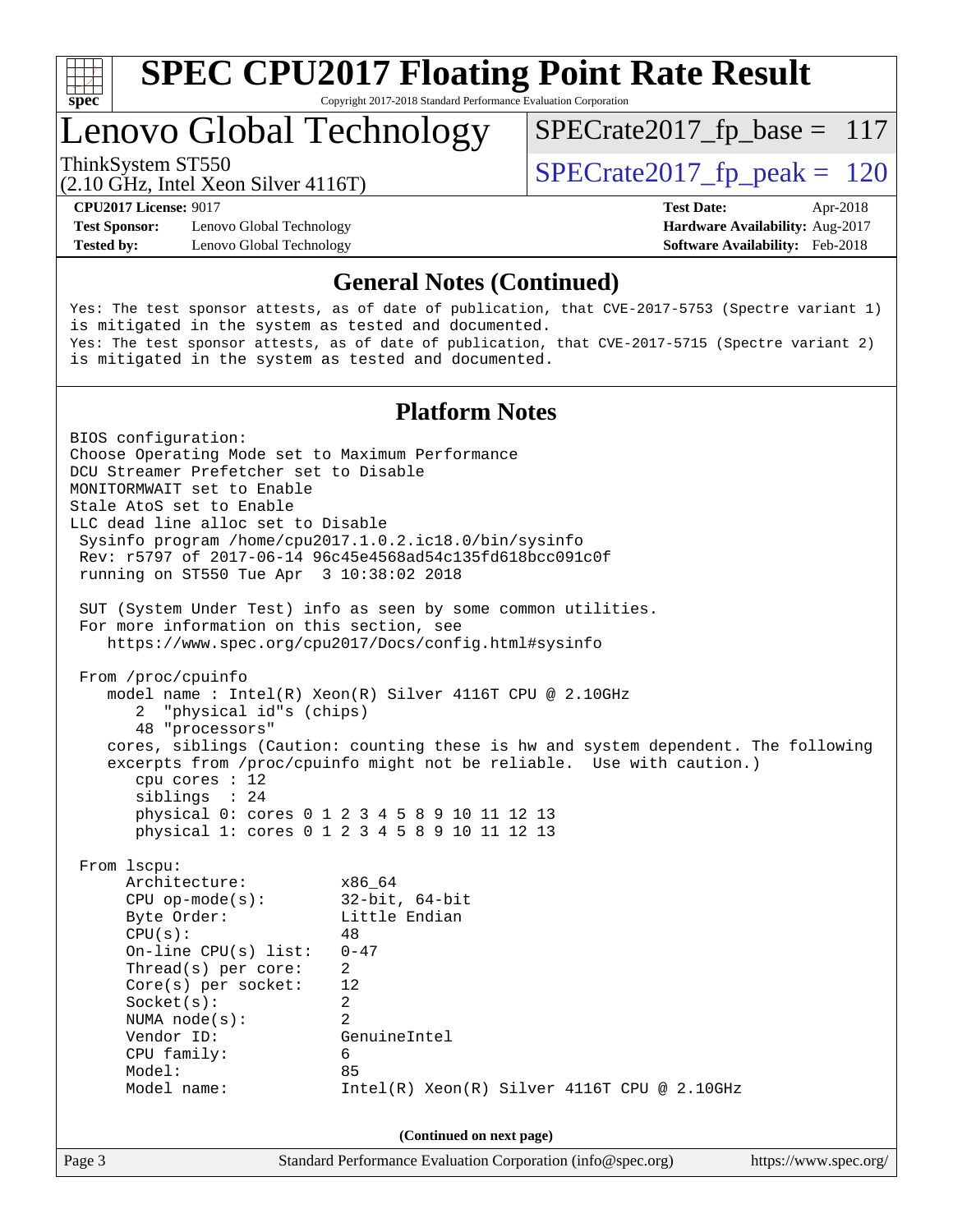# SPEC CPU2017 Floating Point Rate Result

Copyright 2017-2018 Standard Performance Evaluation Corporation

## Lenovo Global Technology

ThinkSystem ST550
(2.10 GHz, Intel Xeon Silver 4116T)

SPECrate2017_fp_base = 117

SPECrate2017_fp_peak = 120

**CPU2017 License:** 9017
**Test Sponsor:** Lenovo Global Technology
**Tested by:** Lenovo Global Technology

**Test Date:** Apr-2018
**Hardware Availability:** Aug-2017
**Software Availability:** Feb-2018

### General Notes (Continued)

```
Yes: The test sponsor attests, as of date of publication, that CVE-2017-5753 (Spectre variant 1)
is mitigated in the system as tested and documented.
Yes: The test sponsor attests, as of date of publication, that CVE-2017-5715 (Spectre variant 2)
is mitigated in the system as tested and documented.
```

### Platform Notes

```
BIOS configuration:
Choose Operating Mode set to Maximum Performance
DCU Streamer Prefetcher set to Disable
MONITORMWAIT set to Enable
Stale AtoS set to Enable
LLC dead line alloc set to Disable
 Sysinfo program /home/cpu2017.1.0.2.ic18.0/bin/sysinfo
 Rev: r5797 of 2017-06-14 96c45e4568ad54c135fd618bcc091c0f
 running on ST550 Tue Apr  3 10:38:02 2018

 SUT (System Under Test) info as seen by some common utilities.
 For more information on this section, see
    https://www.spec.org/cpu2017/Docs/config.html#sysinfo

 From /proc/cpuinfo
    model name : Intel(R) Xeon(R) Silver 4116T CPU @ 2.10GHz
       2  "physical id"s (chips)
       48 "processors"
    cores, siblings (Caution: counting these is hw and system dependent. The following
    excerpts from /proc/cpuinfo might not be reliable.  Use with caution.)
       cpu cores : 12
       siblings  : 24
       physical 0: cores 0 1 2 3 4 5 8 9 10 11 12 13
       physical 1: cores 0 1 2 3 4 5 8 9 10 11 12 13

 From lscpu:
      Architecture:          x86_64
      CPU op-mode(s):        32-bit, 64-bit
      Byte Order:            Little Endian
      CPU(s):                48
      On-line CPU(s) list:   0-47
      Thread(s) per core:    2
      Core(s) per socket:    12
      Socket(s):             2
      NUMA node(s):          2
      Vendor ID:             GenuineIntel
      CPU family:            6
      Model:                 85
      Model name:            Intel(R) Xeon(R) Silver 4116T CPU @ 2.10GHz
```

**(Continued on next page)**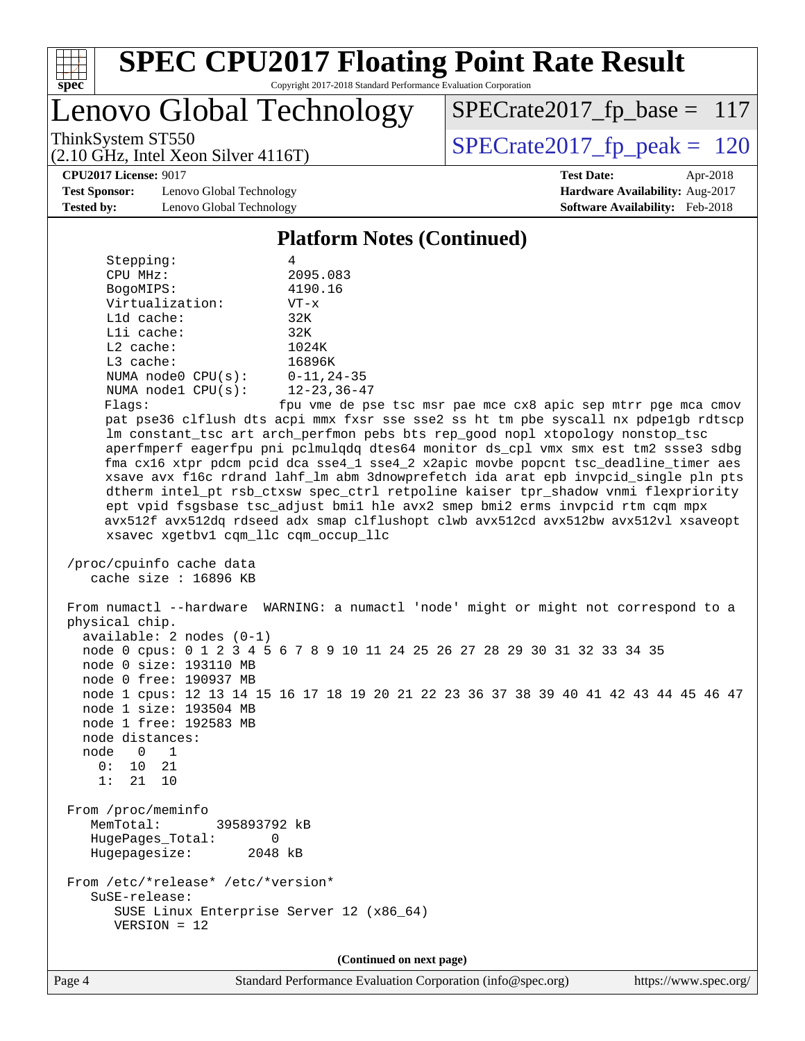# SPEC CPU2017 Floating Point Rate Result

Copyright 2017-2018 Standard Performance Evaluation Corporation

## Lenovo Global Technology

ThinkSystem ST550
(2.10 GHz, Intel Xeon Silver 4116T)

SPECrate2017_fp_base = 117

SPECrate2017_fp_peak = 120

**CPU2017 License:** 9017
**Test Sponsor:** Lenovo Global Technology
**Tested by:** Lenovo Global Technology

**Test Date:** Apr-2018
**Hardware Availability:** Aug-2017
**Software Availability:** Feb-2018

### Platform Notes (Continued)

```
      Stepping:              4
      CPU MHz:               2095.083
      BogoMIPS:              4190.16
      Virtualization:        VT-x
      L1d cache:             32K
      L1i cache:             32K
      L2 cache:              1024K
      L3 cache:              16896K
      NUMA node0 CPU(s):     0-11,24-35
      NUMA node1 CPU(s):     12-23,36-47
      Flags:                 fpu vme de pse tsc msr pae mce cx8 apic sep mtrr pge mca cmov
      pat pse36 clflush dts acpi mmx fxsr sse sse2 ss ht tm pbe syscall nx pdpe1gb rdtscp
      lm constant_tsc art arch_perfmon pebs bts rep_good nopl xtopology nonstop_tsc
      aperfmperf eagerfpu pni pclmulqdq dtes64 monitor ds_cpl vmx smx est tm2 ssse3 sdbg
      fma cx16 xtpr pdcm pcid dca sse4_1 sse4_2 x2apic movbe popcnt tsc_deadline_timer aes
      xsave avx f16c rdrand lahf_lm abm 3dnowprefetch ida arat epb invpcid_single pln pts
      dtherm intel_pt rsb_ctxsw spec_ctrl retpoline kaiser tpr_shadow vnmi flexpriority
      ept vpid fsgsbase tsc_adjust bmi1 hle avx2 smep bmi2 erms invpcid rtm cqm mpx
      avx512f avx512dq rdseed adx smap clflushopt clwb avx512cd avx512bw avx512vl xsaveopt
      xsavec xgetbv1 cqm_llc cqm_occup_llc

 /proc/cpuinfo cache data
    cache size : 16896 KB

 From numactl --hardware  WARNING: a numactl 'node' might or might not correspond to a
 physical chip.
   available: 2 nodes (0-1)
   node 0 cpus: 0 1 2 3 4 5 6 7 8 9 10 11 24 25 26 27 28 29 30 31 32 33 34 35
   node 0 size: 193110 MB
   node 0 free: 190937 MB
   node 1 cpus: 12 13 14 15 16 17 18 19 20 21 22 23 36 37 38 39 40 41 42 43 44 45 46 47
   node 1 size: 193504 MB
   node 1 free: 192583 MB
   node distances:
   node   0   1
     0:  10  21
     1:  21  10

 From /proc/meminfo
    MemTotal:       395893792 kB
    HugePages_Total:       0
    Hugepagesize:       2048 kB

 From /etc/*release* /etc/*version*
    SuSE-release:
       SUSE Linux Enterprise Server 12 (x86_64)
       VERSION = 12
```

(Continued on next page)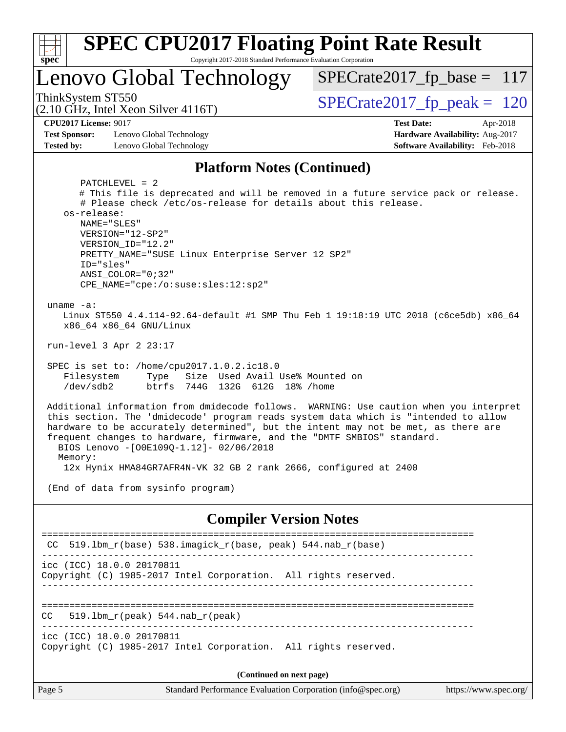## Platform Notes (Continued)

```
       PATCHLEVEL = 2
       # This file is deprecated and will be removed in a future service pack or release.
       # Please check /etc/os-release for details about this release.
    os-release:
       NAME="SLES"
       VERSION="12-SP2"
       VERSION_ID="12.2"
       PRETTY_NAME="SUSE Linux Enterprise Server 12 SP2"
       ID="sles"
       ANSI_COLOR="0;32"
       CPE_NAME="cpe:/o:suse:sles:12:sp2"

 uname -a:
    Linux ST550 4.4.114-92.64-default #1 SMP Thu Feb 1 19:18:19 UTC 2018 (c6ce5db) x86_64
    x86_64 x86_64 GNU/Linux

 run-level 3 Apr 2 23:17

 SPEC is set to: /home/cpu2017.1.0.2.ic18.0
    Filesystem     Type   Size  Used Avail Use% Mounted on
    /dev/sdb2      btrfs  744G  132G  612G  18% /home

 Additional information from dmidecode follows.  WARNING: Use caution when you interpret
 this section. The 'dmidecode' program reads system data which is "intended to allow
 hardware to be accurately determined", but the intent may not be met, as there are
 frequent changes to hardware, firmware, and the "DMTF SMBIOS" standard.
   BIOS Lenovo -[O0E109Q-1.12]- 02/06/2018
   Memory:
    12x Hynix HMA84GR7AFR4N-VK 32 GB 2 rank 2666, configured at 2400

 (End of data from sysinfo program)
```

## Compiler Version Notes

```
==============================================================================
 CC  519.lbm_r(base) 538.imagick_r(base, peak) 544.nab_r(base)
------------------------------------------------------------------------------
icc (ICC) 18.0.0 20170811
Copyright (C) 1985-2017 Intel Corporation.  All rights reserved.
------------------------------------------------------------------------------

==============================================================================
CC   519.lbm_r(peak) 544.nab_r(peak)
------------------------------------------------------------------------------
icc (ICC) 18.0.0 20170811
Copyright (C) 1985-2017 Intel Corporation.  All rights reserved.
```

(Continued on next page)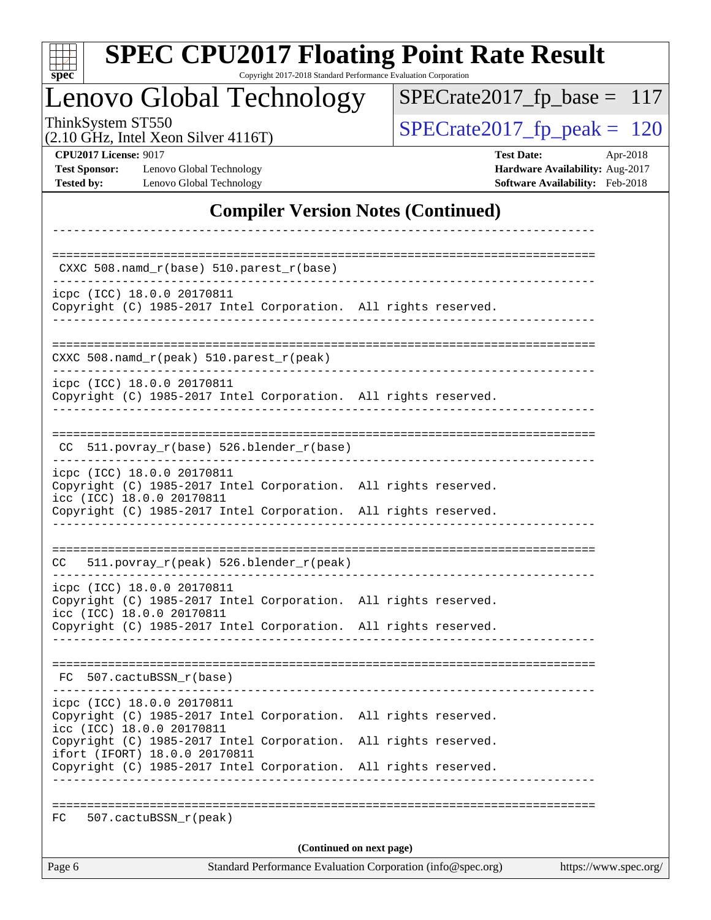## Compiler Version Notes (Continued)

```
------------------------------------------------------------------------------

==============================================================================
 CXXC 508.namd_r(base) 510.parest_r(base)
------------------------------------------------------------------------------
icpc (ICC) 18.0.0 20170811
Copyright (C) 1985-2017 Intel Corporation.  All rights reserved.
------------------------------------------------------------------------------

==============================================================================
CXXC 508.namd_r(peak) 510.parest_r(peak)
------------------------------------------------------------------------------
icpc (ICC) 18.0.0 20170811
Copyright (C) 1985-2017 Intel Corporation.  All rights reserved.
------------------------------------------------------------------------------

==============================================================================
 CC  511.povray_r(base) 526.blender_r(base)
------------------------------------------------------------------------------
icpc (ICC) 18.0.0 20170811
Copyright (C) 1985-2017 Intel Corporation.  All rights reserved.
icc (ICC) 18.0.0 20170811
Copyright (C) 1985-2017 Intel Corporation.  All rights reserved.
------------------------------------------------------------------------------

==============================================================================
CC   511.povray_r(peak) 526.blender_r(peak)
------------------------------------------------------------------------------
icpc (ICC) 18.0.0 20170811
Copyright (C) 1985-2017 Intel Corporation.  All rights reserved.
icc (ICC) 18.0.0 20170811
Copyright (C) 1985-2017 Intel Corporation.  All rights reserved.
------------------------------------------------------------------------------

==============================================================================
 FC  507.cactuBSSN_r(base)
------------------------------------------------------------------------------
icpc (ICC) 18.0.0 20170811
Copyright (C) 1985-2017 Intel Corporation.  All rights reserved.
icc (ICC) 18.0.0 20170811
Copyright (C) 1985-2017 Intel Corporation.  All rights reserved.
ifort (IFORT) 18.0.0 20170811
Copyright (C) 1985-2017 Intel Corporation.  All rights reserved.
------------------------------------------------------------------------------

==============================================================================
FC   507.cactuBSSN_r(peak)
```

(Continued on next page)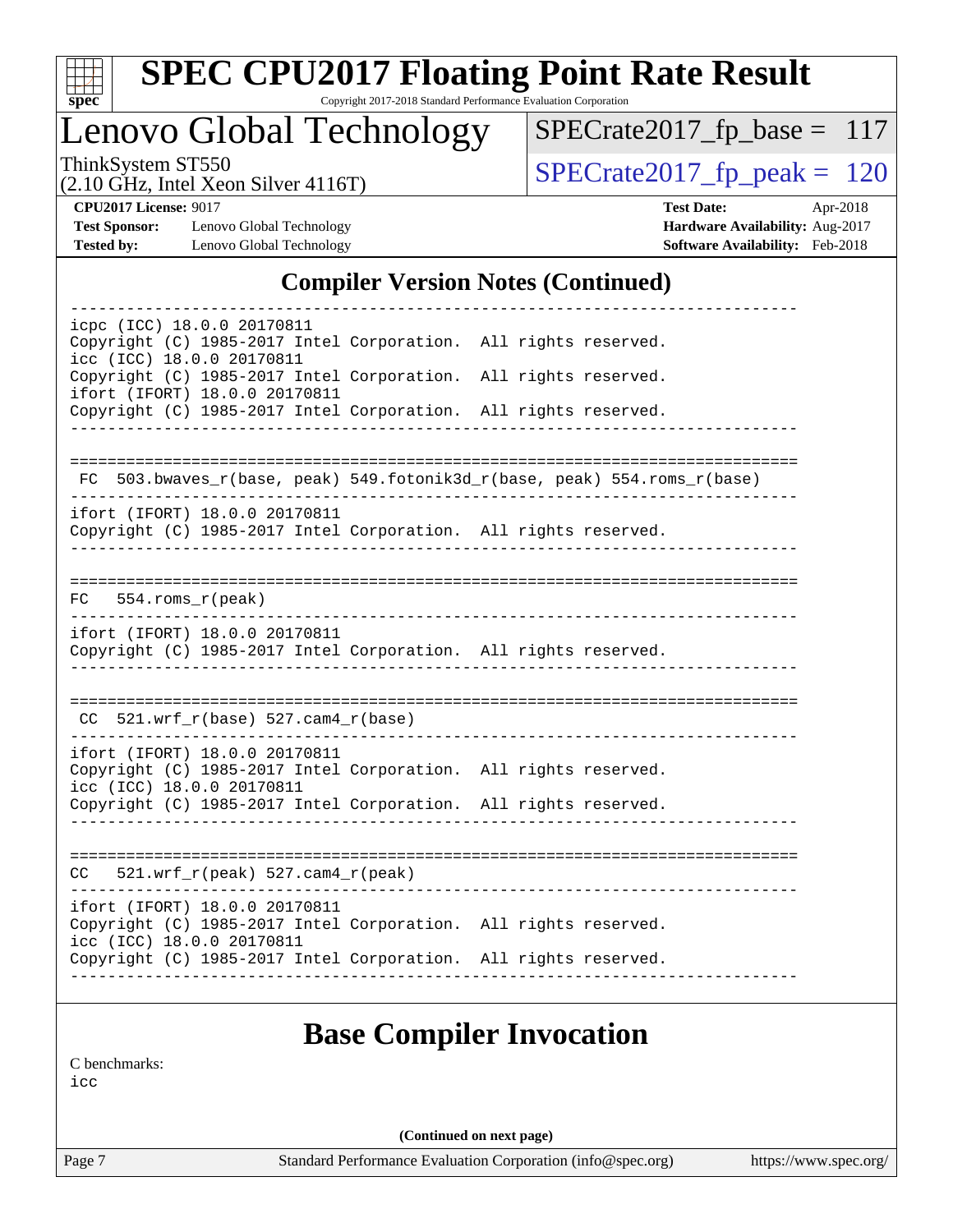## Compiler Version Notes (Continued)

```
------------------------------------------------------------------------------
icpc (ICC) 18.0.0 20170811
Copyright (C) 1985-2017 Intel Corporation.  All rights reserved.
icc (ICC) 18.0.0 20170811
Copyright (C) 1985-2017 Intel Corporation.  All rights reserved.
ifort (IFORT) 18.0.0 20170811
Copyright (C) 1985-2017 Intel Corporation.  All rights reserved.
------------------------------------------------------------------------------

==============================================================================
 FC  503.bwaves_r(base, peak) 549.fotonik3d_r(base, peak) 554.roms_r(base)
------------------------------------------------------------------------------
ifort (IFORT) 18.0.0 20170811
Copyright (C) 1985-2017 Intel Corporation.  All rights reserved.
------------------------------------------------------------------------------

==============================================================================
FC   554.roms_r(peak)
------------------------------------------------------------------------------
ifort (IFORT) 18.0.0 20170811
Copyright (C) 1985-2017 Intel Corporation.  All rights reserved.
------------------------------------------------------------------------------

==============================================================================
 CC  521.wrf_r(base) 527.cam4_r(base)
------------------------------------------------------------------------------
ifort (IFORT) 18.0.0 20170811
Copyright (C) 1985-2017 Intel Corporation.  All rights reserved.
icc (ICC) 18.0.0 20170811
Copyright (C) 1985-2017 Intel Corporation.  All rights reserved.
------------------------------------------------------------------------------

==============================================================================
CC   521.wrf_r(peak) 527.cam4_r(peak)
------------------------------------------------------------------------------
ifort (IFORT) 18.0.0 20170811
Copyright (C) 1985-2017 Intel Corporation.  All rights reserved.
icc (ICC) 18.0.0 20170811
Copyright (C) 1985-2017 Intel Corporation.  All rights reserved.
------------------------------------------------------------------------------
```

## Base Compiler Invocation

C benchmarks:
icc

(Continued on next page)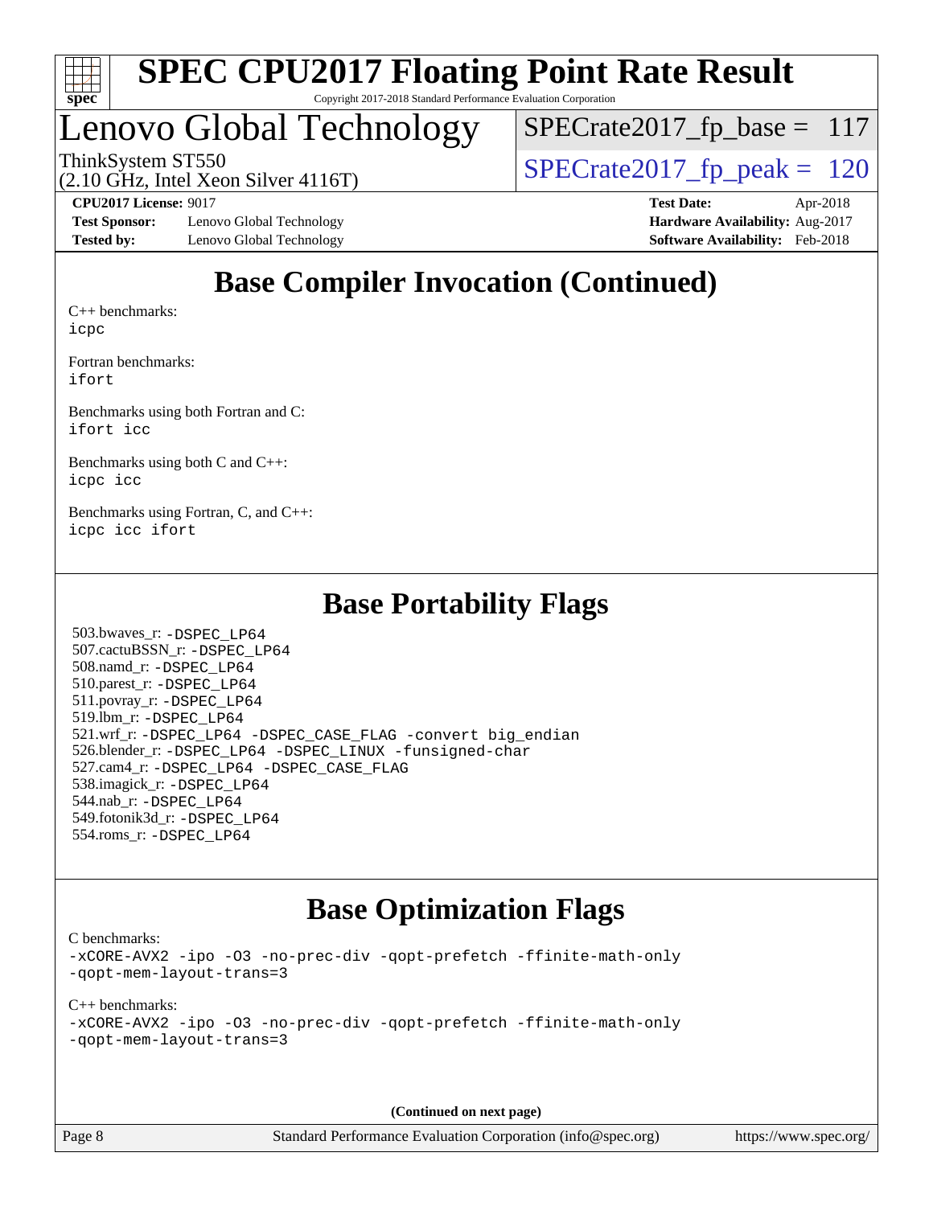# SPEC CPU2017 Floating Point Rate Result

Copyright 2017-2018 Standard Performance Evaluation Corporation

## Lenovo Global Technology

ThinkSystem ST550
(2.10 GHz, Intel Xeon Silver 4116T)

SPECrate2017_fp_base = 117

SPECrate2017_fp_peak = 120

**CPU2017 License:** 9017
**Test Sponsor:** Lenovo Global Technology
**Tested by:** Lenovo Global Technology

**Test Date:** Apr-2018
**Hardware Availability:** Aug-2017
**Software Availability:** Feb-2018

## Base Compiler Invocation (Continued)

C++ benchmarks:
`icpc`

Fortran benchmarks:
`ifort`

Benchmarks using both Fortran and C:
`ifort icc`

Benchmarks using both C and C++:
`icpc icc`

Benchmarks using Fortran, C, and C++:
`icpc icc ifort`

## Base Portability Flags

503.bwaves_r: `-DSPEC_LP64`
507.cactuBSSN_r: `-DSPEC_LP64`
508.namd_r: `-DSPEC_LP64`
510.parest_r: `-DSPEC_LP64`
511.povray_r: `-DSPEC_LP64`
519.lbm_r: `-DSPEC_LP64`
521.wrf_r: `-DSPEC_LP64 -DSPEC_CASE_FLAG -convert big_endian`
526.blender_r: `-DSPEC_LP64 -DSPEC_LINUX -funsigned-char`
527.cam4_r: `-DSPEC_LP64 -DSPEC_CASE_FLAG`
538.imagick_r: `-DSPEC_LP64`
544.nab_r: `-DSPEC_LP64`
549.fotonik3d_r: `-DSPEC_LP64`
554.roms_r: `-DSPEC_LP64`

## Base Optimization Flags

C benchmarks:
`-xCORE-AVX2 -ipo -O3 -no-prec-div -qopt-prefetch -ffinite-math-only -qopt-mem-layout-trans=3`

C++ benchmarks:
`-xCORE-AVX2 -ipo -O3 -no-prec-div -qopt-prefetch -ffinite-math-only -qopt-mem-layout-trans=3`

**(Continued on next page)**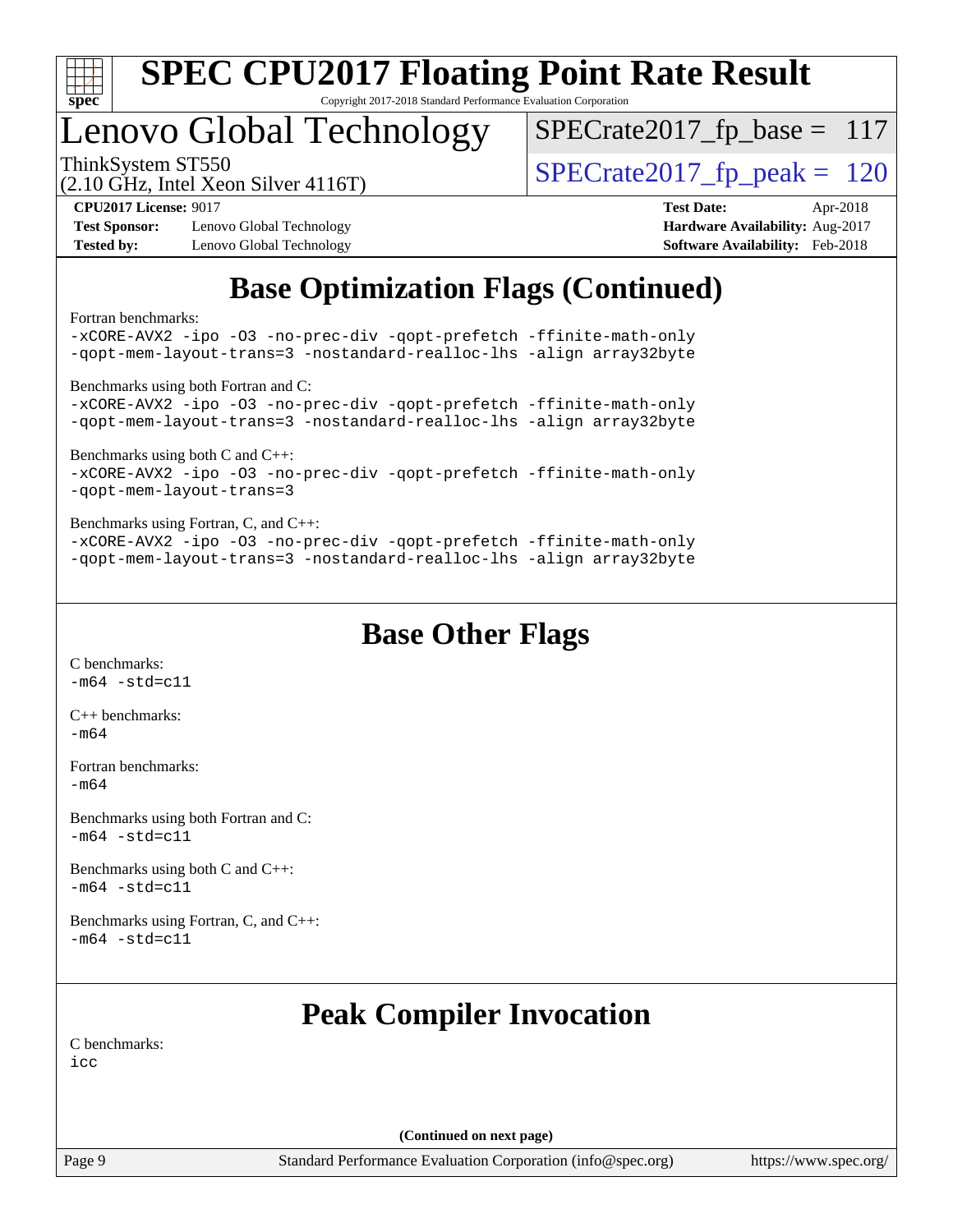# SPEC CPU2017 Floating Point Rate Result

Copyright 2017-2018 Standard Performance Evaluation Corporation

## Lenovo Global Technology

ThinkSystem ST550
(2.10 GHz, Intel Xeon Silver 4116T)

SPECrate2017_fp_base = 117

SPECrate2017_fp_peak = 120

**CPU2017 License:** 9017
**Test Sponsor:** Lenovo Global Technology
**Tested by:** Lenovo Global Technology
**Test Date:** Apr-2018
**Hardware Availability:** Aug-2017
**Software Availability:** Feb-2018

## Base Optimization Flags (Continued)

Fortran benchmarks:
-xCORE-AVX2 -ipo -O3 -no-prec-div -qopt-prefetch -ffinite-math-only
-qopt-mem-layout-trans=3 -nostandard-realloc-lhs -align array32byte

Benchmarks using both Fortran and C:
-xCORE-AVX2 -ipo -O3 -no-prec-div -qopt-prefetch -ffinite-math-only
-qopt-mem-layout-trans=3 -nostandard-realloc-lhs -align array32byte

Benchmarks using both C and C++:
-xCORE-AVX2 -ipo -O3 -no-prec-div -qopt-prefetch -ffinite-math-only
-qopt-mem-layout-trans=3

Benchmarks using Fortran, C, and C++:
-xCORE-AVX2 -ipo -O3 -no-prec-div -qopt-prefetch -ffinite-math-only
-qopt-mem-layout-trans=3 -nostandard-realloc-lhs -align array32byte

## Base Other Flags

C benchmarks:
-m64 -std=c11

C++ benchmarks:
-m64

Fortran benchmarks:
-m64

Benchmarks using both Fortran and C:
-m64 -std=c11

Benchmarks using both C and C++:
-m64 -std=c11

Benchmarks using Fortran, C, and C++:
-m64 -std=c11

## Peak Compiler Invocation

C benchmarks:
icc

(Continued on next page)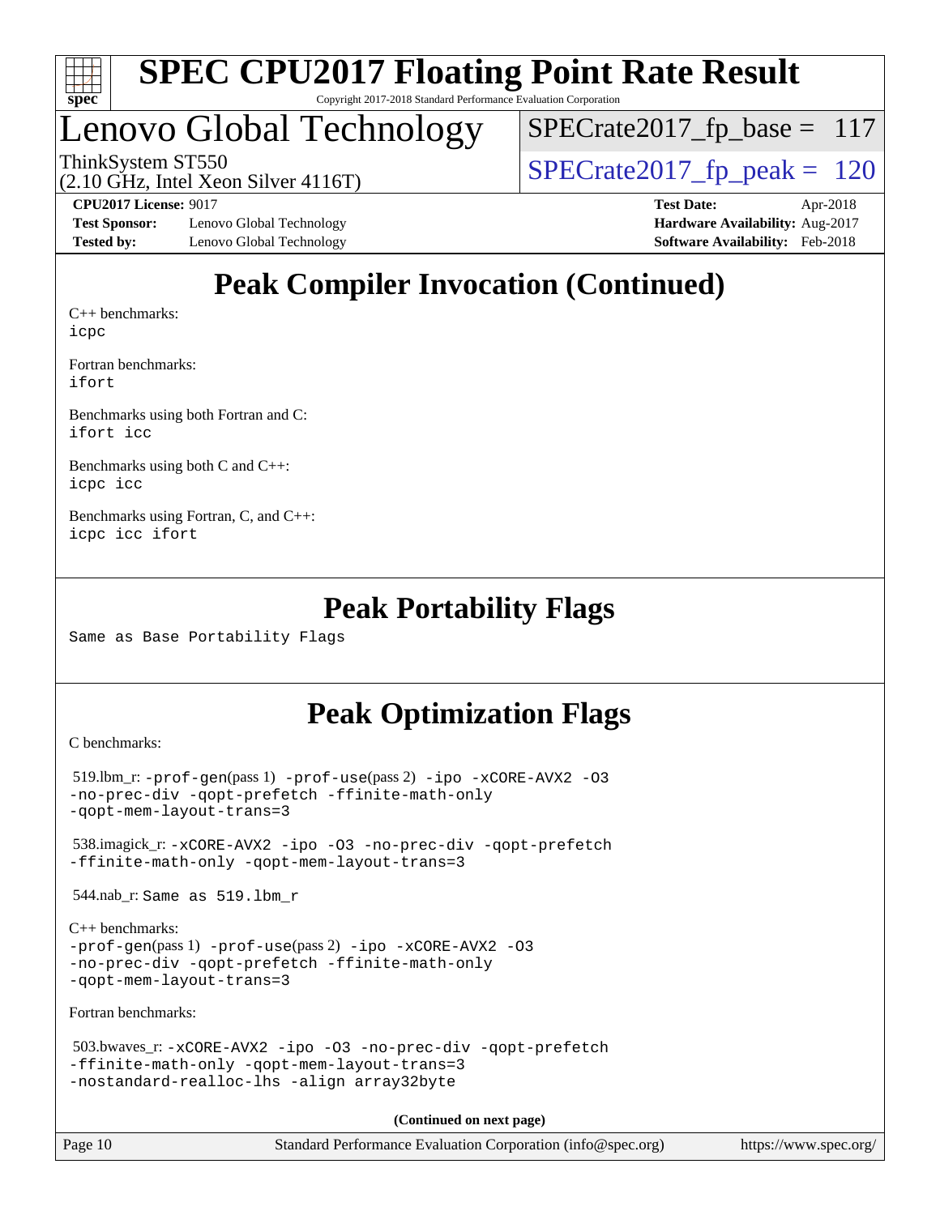# SPEC CPU2017 Floating Point Rate Result

Copyright 2017-2018 Standard Performance Evaluation Corporation

## Lenovo Global Technology

ThinkSystem ST550
(2.10 GHz, Intel Xeon Silver 4116T)

SPECrate2017_fp_base = 117

SPECrate2017_fp_peak = 120

**CPU2017 License:** 9017
**Test Sponsor:** Lenovo Global Technology
**Tested by:** Lenovo Global Technology

**Test Date:** Apr-2018
**Hardware Availability:** Aug-2017
**Software Availability:** Feb-2018

## Peak Compiler Invocation (Continued)

C++ benchmarks:
`icpc`

Fortran benchmarks:
`ifort`

Benchmarks using both Fortran and C:
`ifort icc`

Benchmarks using both C and C++:
`icpc icc`

Benchmarks using Fortran, C, and C++:
`icpc icc ifort`

## Peak Portability Flags

Same as Base Portability Flags

## Peak Optimization Flags

C benchmarks:

519.lbm_r: `-prof-gen`(pass 1) `-prof-use`(pass 2) `-ipo -xCORE-AVX2 -O3 -no-prec-div -qopt-prefetch -ffinite-math-only -qopt-mem-layout-trans=3`

538.imagick_r: `-xCORE-AVX2 -ipo -O3 -no-prec-div -qopt-prefetch -ffinite-math-only -qopt-mem-layout-trans=3`

544.nab_r: Same as 519.lbm_r

C++ benchmarks:
`-prof-gen`(pass 1) `-prof-use`(pass 2) `-ipo -xCORE-AVX2 -O3 -no-prec-div -qopt-prefetch -ffinite-math-only -qopt-mem-layout-trans=3`

Fortran benchmarks:

503.bwaves_r: `-xCORE-AVX2 -ipo -O3 -no-prec-div -qopt-prefetch -ffinite-math-only -qopt-mem-layout-trans=3 -nostandard-realloc-lhs -align array32byte`

**(Continued on next page)**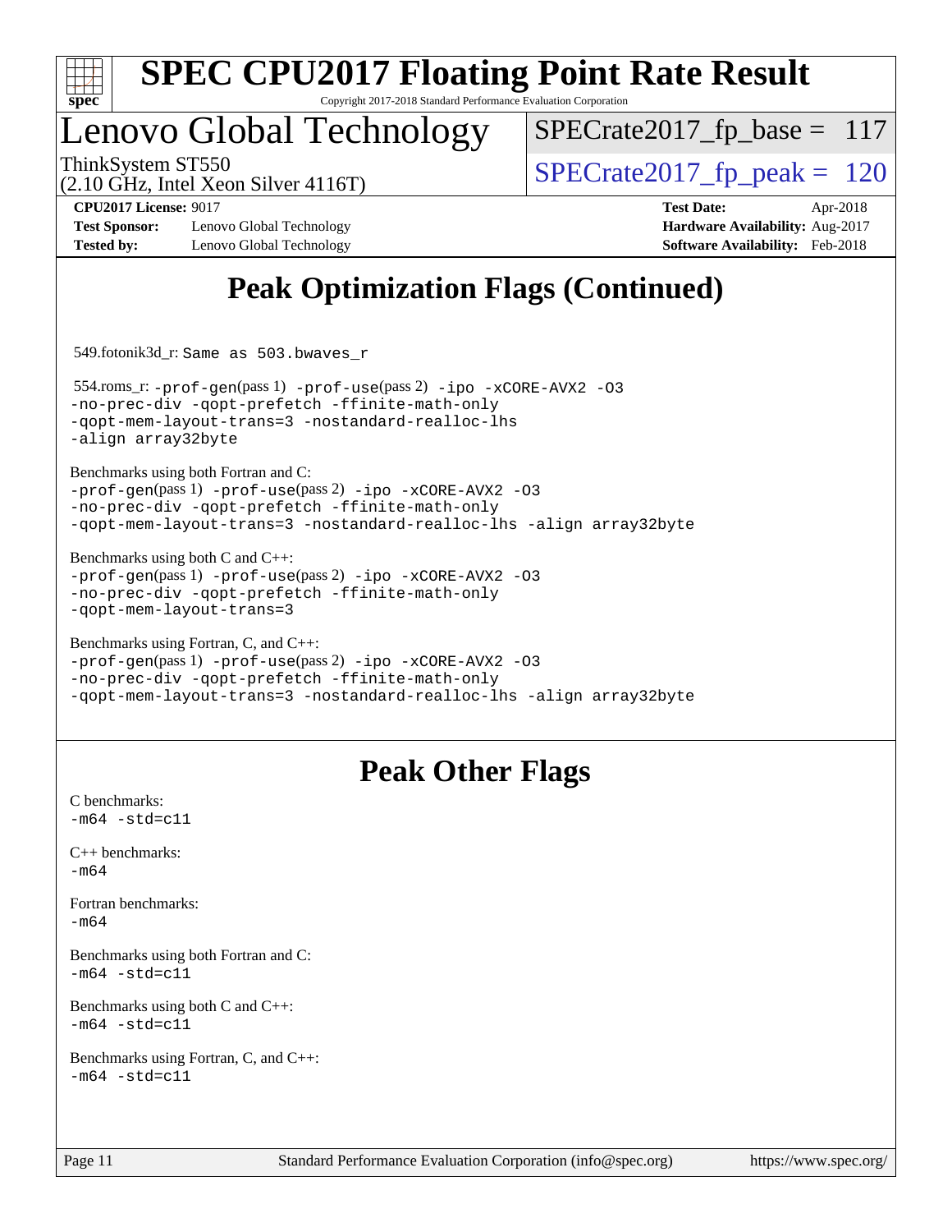# SPEC CPU2017 Floating Point Rate Result

Copyright 2017-2018 Standard Performance Evaluation Corporation

## Lenovo Global Technology

ThinkSystem ST550
(2.10 GHz, Intel Xeon Silver 4116T)

SPECrate2017_fp_base = 117

SPECrate2017_fp_peak = 120

**CPU2017 License:** 9017
**Test Sponsor:** Lenovo Global Technology
**Tested by:** Lenovo Global Technology

**Test Date:** Apr-2018
**Hardware Availability:** Aug-2017
**Software Availability:** Feb-2018

## Peak Optimization Flags (Continued)

549.fotonik3d_r: `Same as 503.bwaves_r`

554.roms_r: `-prof-gen`(pass 1) `-prof-use`(pass 2) `-ipo -xCORE-AVX2 -O3 -no-prec-div -qopt-prefetch -ffinite-math-only -qopt-mem-layout-trans=3 -nostandard-realloc-lhs -align array32byte`

Benchmarks using both Fortran and C:
`-prof-gen`(pass 1) `-prof-use`(pass 2) `-ipo -xCORE-AVX2 -O3 -no-prec-div -qopt-prefetch -ffinite-math-only -qopt-mem-layout-trans=3 -nostandard-realloc-lhs -align array32byte`

Benchmarks using both C and C++:
`-prof-gen`(pass 1) `-prof-use`(pass 2) `-ipo -xCORE-AVX2 -O3 -no-prec-div -qopt-prefetch -ffinite-math-only -qopt-mem-layout-trans=3`

Benchmarks using Fortran, C, and C++:
`-prof-gen`(pass 1) `-prof-use`(pass 2) `-ipo -xCORE-AVX2 -O3 -no-prec-div -qopt-prefetch -ffinite-math-only -qopt-mem-layout-trans=3 -nostandard-realloc-lhs -align array32byte`

## Peak Other Flags

C benchmarks:
`-m64 -std=c11`

C++ benchmarks:
`-m64`

Fortran benchmarks:
`-m64`

Benchmarks using both Fortran and C:
`-m64 -std=c11`

Benchmarks using both C and C++:
`-m64 -std=c11`

Benchmarks using Fortran, C, and C++:
`-m64 -std=c11`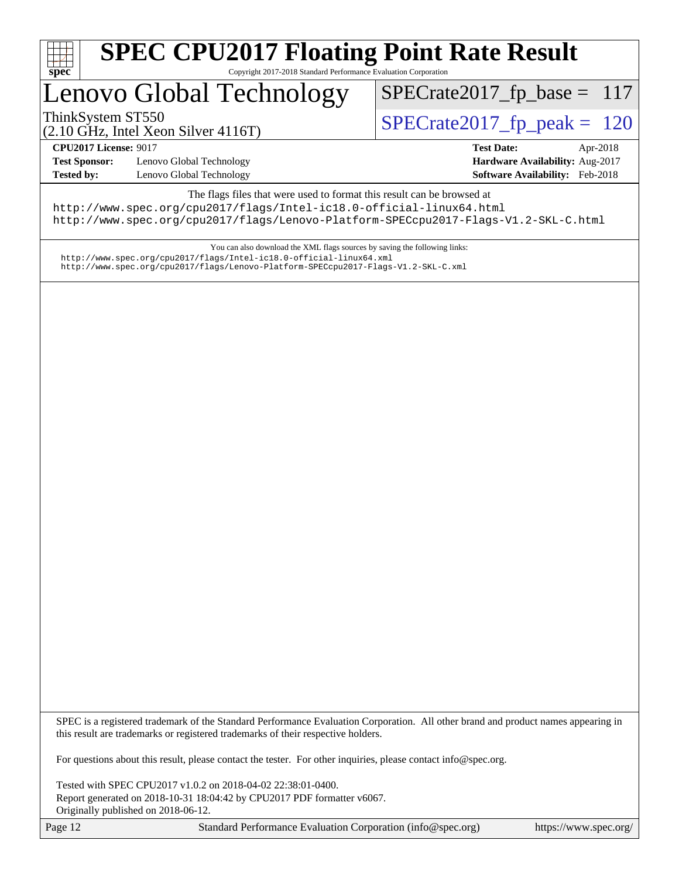The flags files that were used to format this result can be browsed at
http://www.spec.org/cpu2017/flags/Intel-ic18.0-official-linux64.html
http://www.spec.org/cpu2017/flags/Lenovo-Platform-SPECcpu2017-Flags-V1.2-SKL-C.html

You can also download the XML flags sources by saving the following links:
http://www.spec.org/cpu2017/flags/Intel-ic18.0-official-linux64.xml
http://www.spec.org/cpu2017/flags/Lenovo-Platform-SPECcpu2017-Flags-V1.2-SKL-C.xml

SPEC is a registered trademark of the Standard Performance Evaluation Corporation. All other brand and product names appearing in this result are trademarks or registered trademarks of their respective holders.

For questions about this result, please contact the tester. For other inquiries, please contact info@spec.org.

Tested with SPEC CPU2017 v1.0.2 on 2018-04-02 22:38:01-0400.
Report generated on 2018-10-31 18:04:42 by CPU2017 PDF formatter v6067.
Originally published on 2018-06-12.